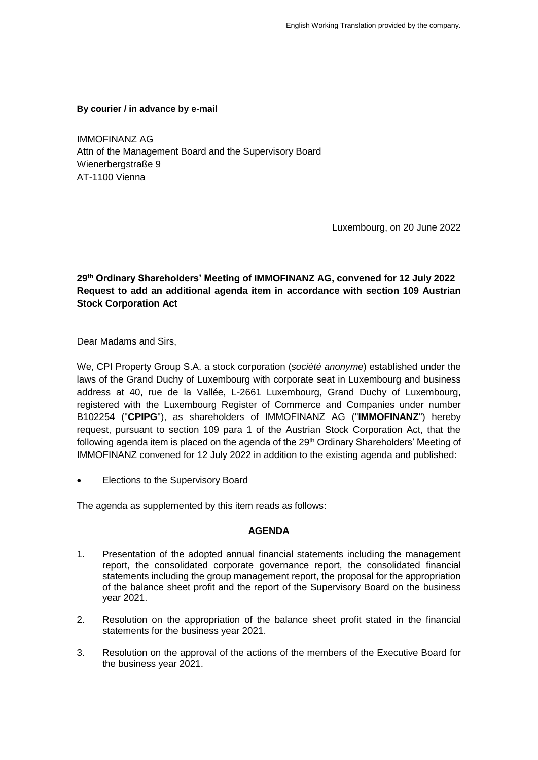English Working Translation provided by the company.

**By courier / in advance by e-mail**

IMMOFINANZ AG
Attn of the Management Board and the Supervisory Board
Wienerbergstraße 9
AT-1100 Vienna

Luxembourg, on 20 June 2022

**29th Ordinary Shareholders' Meeting of IMMOFINANZ AG, convened for 12 July 2022**
**Request to add an additional agenda item in accordance with section 109 Austrian Stock Corporation Act**

Dear Madams and Sirs,

We, CPI Property Group S.A. a stock corporation (*société anonyme*) established under the laws of the Grand Duchy of Luxembourg with corporate seat in Luxembourg and business address at 40, rue de la Vallée, L-2661 Luxembourg, Grand Duchy of Luxembourg, registered with the Luxembourg Register of Commerce and Companies under number B102254 ("**CPIPG**"), as shareholders of IMMOFINANZ AG ("**IMMOFINANZ**") hereby request, pursuant to section 109 para 1 of the Austrian Stock Corporation Act, that the following agenda item is placed on the agenda of the 29th Ordinary Shareholders' Meeting of IMMOFINANZ convened for 12 July 2022 in addition to the existing agenda and published:

- Elections to the Supervisory Board

The agenda as supplemented by this item reads as follows:

**AGENDA**

1. Presentation of the adopted annual financial statements including the management report, the consolidated corporate governance report, the consolidated financial statements including the group management report, the proposal for the appropriation of the balance sheet profit and the report of the Supervisory Board on the business year 2021.
2. Resolution on the appropriation of the balance sheet profit stated in the financial statements for the business year 2021.
3. Resolution on the approval of the actions of the members of the Executive Board for the business year 2021.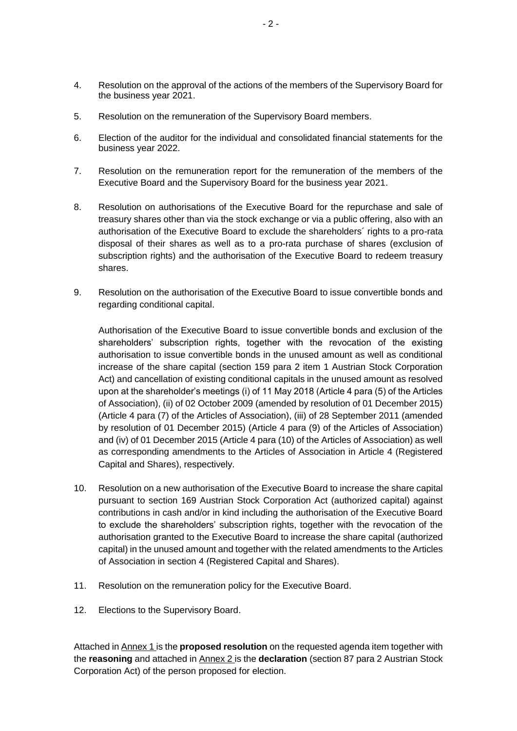4. Resolution on the approval of the actions of the members of the Supervisory Board for the business year 2021.

5. Resolution on the remuneration of the Supervisory Board members.

6. Election of the auditor for the individual and consolidated financial statements for the business year 2022.

7. Resolution on the remuneration report for the remuneration of the members of the Executive Board and the Supervisory Board for the business year 2021.

8. Resolution on authorisations of the Executive Board for the repurchase and sale of treasury shares other than via the stock exchange or via a public offering, also with an authorisation of the Executive Board to exclude the shareholders´ rights to a pro-rata disposal of their shares as well as to a pro-rata purchase of shares (exclusion of subscription rights) and the authorisation of the Executive Board to redeem treasury shares.

9. Resolution on the authorisation of the Executive Board to issue convertible bonds and regarding conditional capital.

   Authorisation of the Executive Board to issue convertible bonds and exclusion of the shareholders' subscription rights, together with the revocation of the existing authorisation to issue convertible bonds in the unused amount as well as conditional increase of the share capital (section 159 para 2 item 1 Austrian Stock Corporation Act) and cancellation of existing conditional capitals in the unused amount as resolved upon at the shareholder's meetings (i) of 11 May 2018 (Article 4 para (5) of the Articles of Association), (ii) of 02 October 2009 (amended by resolution of 01 December 2015) (Article 4 para (7) of the Articles of Association), (iii) of 28 September 2011 (amended by resolution of 01 December 2015) (Article 4 para (9) of the Articles of Association) and (iv) of 01 December 2015 (Article 4 para (10) of the Articles of Association) as well as corresponding amendments to the Articles of Association in Article 4 (Registered Capital and Shares), respectively.

10. Resolution on a new authorisation of the Executive Board to increase the share capital pursuant to section 169 Austrian Stock Corporation Act (authorized capital) against contributions in cash and/or in kind including the authorisation of the Executive Board to exclude the shareholders' subscription rights, together with the revocation of the authorisation granted to the Executive Board to increase the share capital (authorized capital) in the unused amount and together with the related amendments to the Articles of Association in section 4 (Registered Capital and Shares).

11. Resolution on the remuneration policy for the Executive Board.

12. Elections to the Supervisory Board.

Attached in Annex 1 is the **proposed resolution** on the requested agenda item together with the **reasoning** and attached in Annex 2 is the **declaration** (section 87 para 2 Austrian Stock Corporation Act) of the person proposed for election.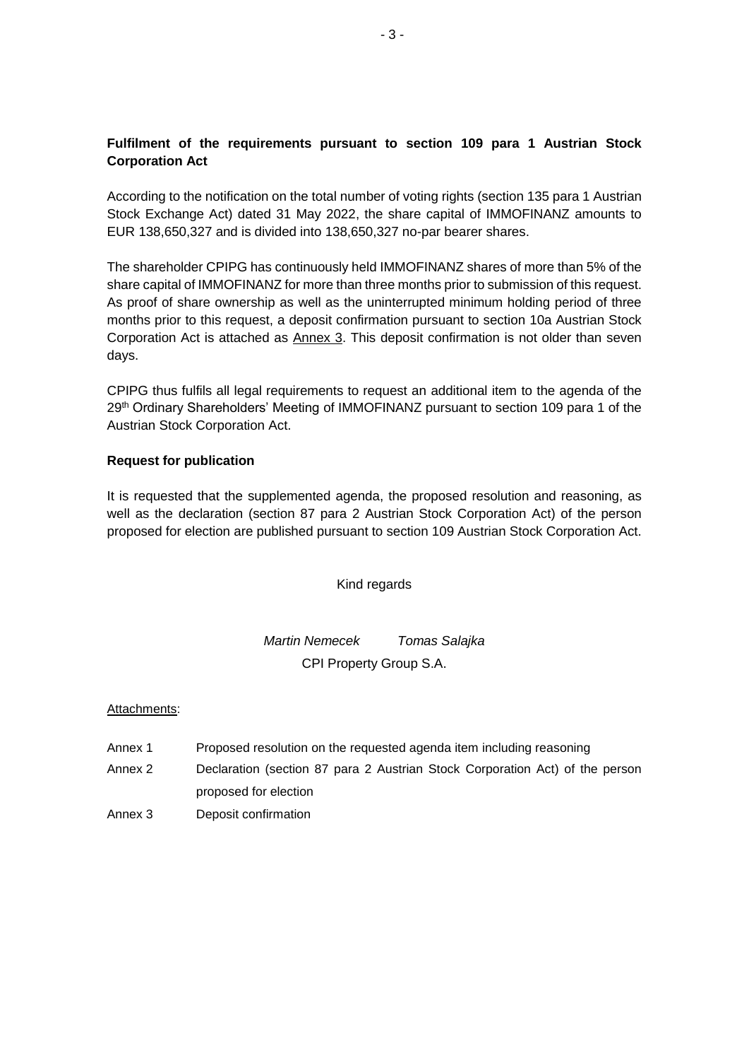**Fulfilment of the requirements pursuant to section 109 para 1 Austrian Stock Corporation Act**

According to the notification on the total number of voting rights (section 135 para 1 Austrian Stock Exchange Act) dated 31 May 2022, the share capital of IMMOFINANZ amounts to EUR 138,650,327 and is divided into 138,650,327 no-par bearer shares.

The shareholder CPIPG has continuously held IMMOFINANZ shares of more than 5% of the share capital of IMMOFINANZ for more than three months prior to submission of this request. As proof of share ownership as well as the uninterrupted minimum holding period of three months prior to this request, a deposit confirmation pursuant to section 10a Austrian Stock Corporation Act is attached as Annex 3. This deposit confirmation is not older than seven days.

CPIPG thus fulfils all legal requirements to request an additional item to the agenda of the 29th Ordinary Shareholders' Meeting of IMMOFINANZ pursuant to section 109 para 1 of the Austrian Stock Corporation Act.

**Request for publication**

It is requested that the supplemented agenda, the proposed resolution and reasoning, as well as the declaration (section 87 para 2 Austrian Stock Corporation Act) of the person proposed for election are published pursuant to section 109 Austrian Stock Corporation Act.

Kind regards

*Martin Nemecek* *Tomas Salajka*
CPI Property Group S.A.

Attachments:

| | |
|---|---|
| Annex 1 | Proposed resolution on the requested agenda item including reasoning |
| Annex 2 | Declaration (section 87 para 2 Austrian Stock Corporation Act) of the person proposed for election |
| Annex 3 | Deposit confirmation |